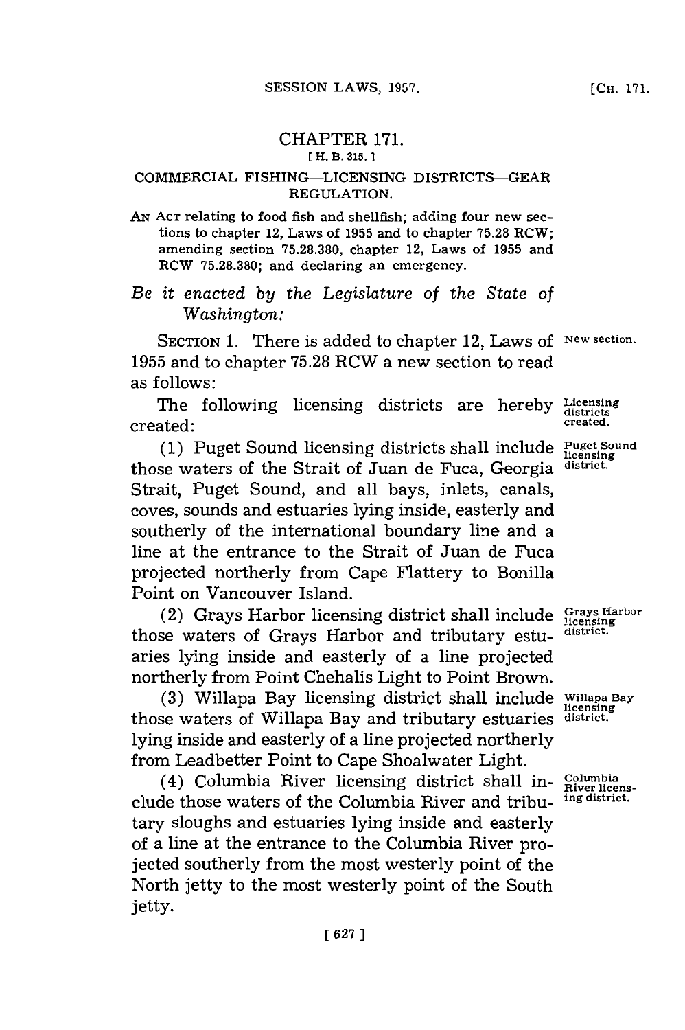# CHAPTER 171.

[H. B. 315.]

## COMMERCIAL FISHING—LICENSING DISTRICTS—GEAR REGULATION.

AN ACT relating to food fish and shellfish; adding four new sections to chapter 12, Laws of 1955 and to chapter 75.28 RCW; amending section 75.28.380, chapter 12, Laws of 1955 and RCW 75.28.380; and declaring an emergency.

*Be it enacted by the Legislature of the State of Washington:*

New section.

SECTION 1. There is added to chapter 12, Laws of 1955 and to chapter 75.28 RCW a new section to read as follows:

Licensing districts created.

The following licensing districts are hereby created:

Puget Sound licensing district.

(1) Puget Sound licensing districts shall include those waters of the Strait of Juan de Fuca, Georgia Strait, Puget Sound, and all bays, inlets, canals, coves, sounds and estuaries lying inside, easterly and southerly of the international boundary line and a line at the entrance to the Strait of Juan de Fuca projected northerly from Cape Flattery to Bonilla Point on Vancouver Island.

Grays Harbor licensing district.

(2) Grays Harbor licensing district shall include those waters of Grays Harbor and tributary estuaries lying inside and easterly of a line projected northerly from Point Chehalis Light to Point Brown.

Willapa Bay licensing district.

(3) Willapa Bay licensing district shall include those waters of Willapa Bay and tributary estuaries lying inside and easterly of a line projected northerly from Leadbetter Point to Cape Shoalwater Light.

Columbia River licensing district.

(4) Columbia River licensing district shall include those waters of the Columbia River and tributary sloughs and estuaries lying inside and easterly of a line at the entrance to the Columbia River projected southerly from the most westerly point of the North jetty to the most westerly point of the South jetty.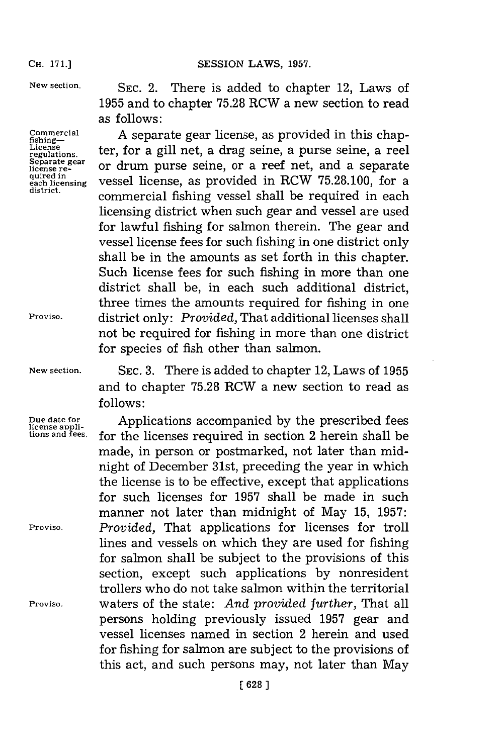New section. SEC. 2. There is added to chapter 12, Laws of 1955 and to chapter 75.28 RCW a new section to read as follows:

Commercial fishing—License regulations. Separate gear license required in each licensing district. A separate gear license, as provided in this chapter, for a gill net, a drag seine, a purse seine, a reel or drum purse seine, or a reef net, and a separate vessel license, as provided in RCW 75.28.100, for a commercial fishing vessel shall be required in each licensing district when such gear and vessel are used for lawful fishing for salmon therein. The gear and vessel license fees for such fishing in one district only shall be in the amounts as set forth in this chapter. Such license fees for such fishing in more than one district shall be, in each such additional district, three times the amounts required for fishing in one district only: Proviso. *Provided,* That additional licenses shall not be required for fishing in more than one district for species of fish other than salmon.

New section. SEC. 3. There is added to chapter 12, Laws of 1955 and to chapter 75.28 RCW a new section to read as follows:

Due date for license applications and fees. Applications accompanied by the prescribed fees for the licenses required in section 2 herein shall be made, in person or postmarked, not later than midnight of December 31st, preceding the year in which the license is to be effective, except that applications for such licenses for 1957 shall be made in such manner not later than midnight of May 15, 1957: Proviso. *Provided,* That applications for licenses for troll lines and vessels on which they are used for fishing for salmon shall be subject to the provisions of this section, except such applications by nonresident trollers who do not take salmon within the territorial waters of the state: Proviso. *And provided further,* That all persons holding previously issued 1957 gear and vessel licenses named in section 2 herein and used for fishing for salmon are subject to the provisions of this act, and such persons may, not later than May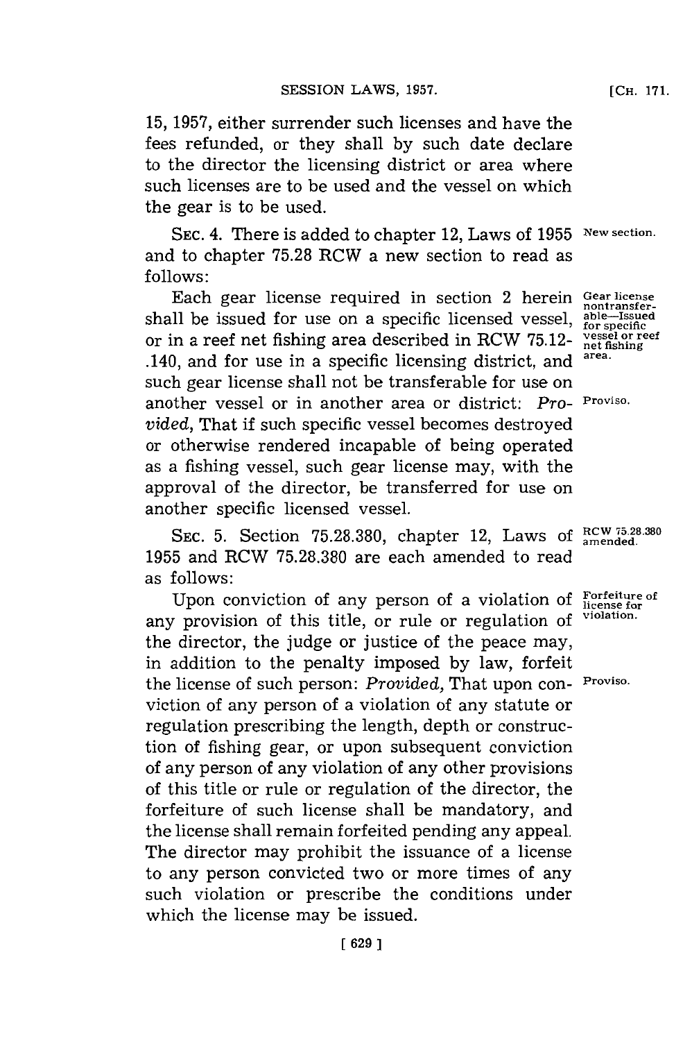15, 1957, either surrender such licenses and have the fees refunded, or they shall by such date declare to the director the licensing district or area where such licenses are to be used and the vessel on which the gear is to be used.

SEC. 4. There is added to chapter 12, Laws of 1955 and to chapter 75.28 RCW a new section to read as follows:

New section.

Each gear license required in section 2 herein shall be issued for use on a specific licensed vessel, or in a reef net fishing area described in RCW 75.12-.140, and for use in a specific licensing district, and such gear license shall not be transferable for use on another vessel or in another area or district: *Provided,* That if such specific vessel becomes destroyed or otherwise rendered incapable of being operated as a fishing vessel, such gear license may, with the approval of the director, be transferred for use on another specific licensed vessel.

Gear license nontransferable—Issued for specific vessel or reef net fishing area.

Proviso.

SEC. 5. Section 75.28.380, chapter 12, Laws of 1955 and RCW 75.28.380 are each amended to read as follows:

RCW 75.28.380 amended.

Upon conviction of any person of a violation of any provision of this title, or rule or regulation of the director, the judge or justice of the peace may, in addition to the penalty imposed by law, forfeit the license of such person: *Provided,* That upon conviction of any person of a violation of any statute or regulation prescribing the length, depth or construction of fishing gear, or upon subsequent conviction of any person of any violation of any other provisions of this title or rule or regulation of the director, the forfeiture of such license shall be mandatory, and the license shall remain forfeited pending any appeal. The director may prohibit the issuance of a license to any person convicted two or more times of any such violation or prescribe the conditions under which the license may be issued.

Forfeiture of license for violation.

Proviso.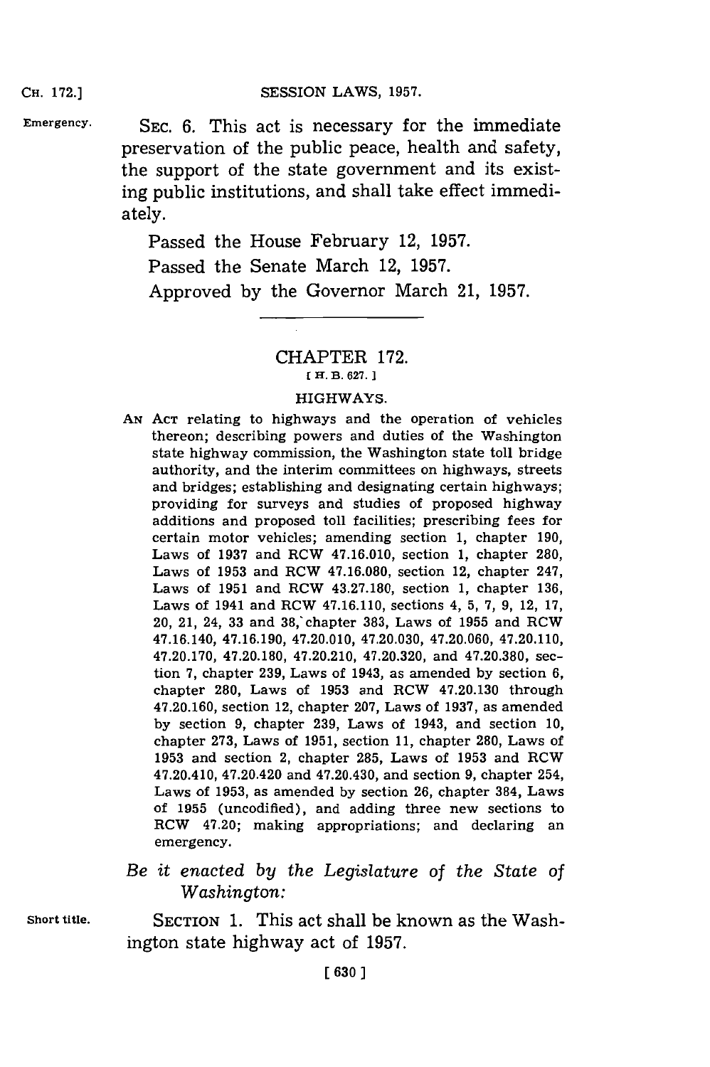Emergency.

SEC. 6. This act is necessary for the immediate preservation of the public peace, health and safety, the support of the state government and its existing public institutions, and shall take effect immediately.

Passed the House February 12, 1957.

Passed the Senate March 12, 1957.

Approved by the Governor March 21, 1957.

## CHAPTER 172.

[ H. B. 627. ]

### HIGHWAYS.

AN ACT relating to highways and the operation of vehicles thereon; describing powers and duties of the Washington state highway commission, the Washington state toll bridge authority, and the interim committees on highways, streets and bridges; establishing and designating certain highways; providing for surveys and studies of proposed highway additions and proposed toll facilities; prescribing fees for certain motor vehicles; amending section 1, chapter 190, Laws of 1937 and RCW 47.16.010, section 1, chapter 280, Laws of 1953 and RCW 47.16.080, section 12, chapter 247, Laws of 1951 and RCW 43.27.180, section 1, chapter 136, Laws of 1941 and RCW 47.16.110, sections 4, 5, 7, 9, 12, 17, 20, 21, 24, 33 and 38, chapter 383, Laws of 1955 and RCW 47.16.140, 47.16.190, 47.20.010, 47.20.030, 47.20.060, 47.20.110, 47.20.170, 47.20.180, 47.20.210, 47.20.320, and 47.20.380, section 7, chapter 239, Laws of 1943, as amended by section 6, chapter 280, Laws of 1953 and RCW 47.20.130 through 47.20.160, section 12, chapter 207, Laws of 1937, as amended by section 9, chapter 239, Laws of 1943, and section 10, chapter 273, Laws of 1951, section 11, chapter 280, Laws of 1953 and section 2, chapter 285, Laws of 1953 and RCW 47.20.410, 47.20.420 and 47.20.430, and section 9, chapter 254, Laws of 1953, as amended by section 26, chapter 384, Laws of 1955 (uncodified), and adding three new sections to RCW 47.20; making appropriations; and declaring an emergency.

*Be it enacted by the Legislature of the State of Washington:*

Short title.

SECTION 1. This act shall be known as the Washington state highway act of 1957.